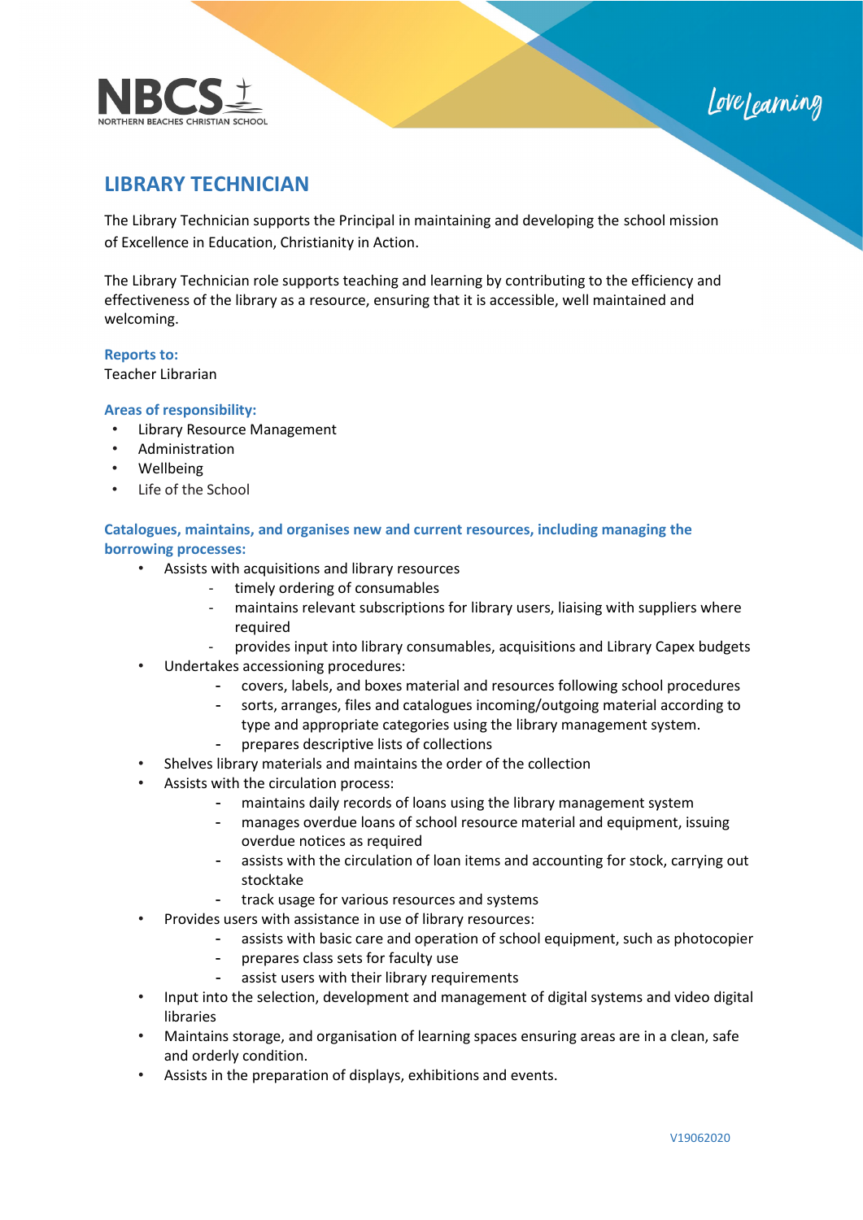# LIBRARY TECHNICIAN

The Library Technician supports the Principal in maintaining and developing the school mission of Excellence in Education, Christianity in Action.

The Library Technician role supports teaching and learning by contributing to the efficiency and effectiveness of the library as a resource, ensuring that it is accessible, well maintained and welcoming.

### Reports to:

Teacher Librarian

### Areas of responsibility:

- Library Resource Management
- Administration
- Wellbeing
- Life of the School

### Catalogues, maintains, and organises new and current resources, including managing the borrowing processes:

- Assists with acquisitions and library resources
  - timely ordering of consumables
  - maintains relevant subscriptions for library users, liaising with suppliers where required
  - provides input into library consumables, acquisitions and Library Capex budgets
- Undertakes accessioning procedures:
  - covers, labels, and boxes material and resources following school procedures
  - sorts, arranges, files and catalogues incoming/outgoing material according to type and appropriate categories using the library management system.
  - prepares descriptive lists of collections
- Shelves library materials and maintains the order of the collection
- Assists with the circulation process:
  - maintains daily records of loans using the library management system
  - manages overdue loans of school resource material and equipment, issuing overdue notices as required
  - assists with the circulation of loan items and accounting for stock, carrying out stocktake
  - track usage for various resources and systems
- Provides users with assistance in use of library resources:
  - assists with basic care and operation of school equipment, such as photocopier
  - prepares class sets for faculty use
  - assist users with their library requirements
- Input into the selection, development and management of digital systems and video digital libraries
- Maintains storage, and organisation of learning spaces ensuring areas are in a clean, safe and orderly condition.
- Assists in the preparation of displays, exhibitions and events.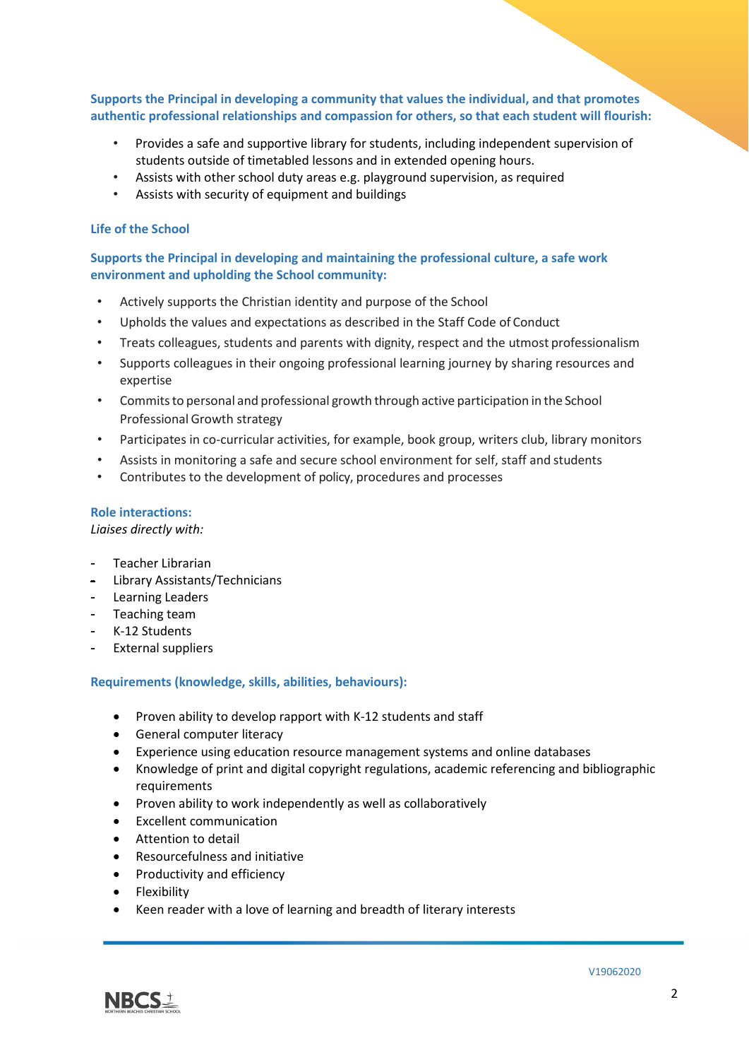**Supports the Principal in developing a community that values the individual, and that promotes authentic professional relationships and compassion for others, so that each student will flourish:**

- Provides a safe and supportive library for students, including independent supervision of students outside of timetabled lessons and in extended opening hours.
- Assists with other school duty areas e.g. playground supervision, as required
- Assists with security of equipment and buildings

## Life of the School

**Supports the Principal in developing and maintaining the professional culture, a safe work environment and upholding the School community:**

- Actively supports the Christian identity and purpose of the School
- Upholds the values and expectations as described in the Staff Code of Conduct
- Treats colleagues, students and parents with dignity, respect and the utmost professionalism
- Supports colleagues in their ongoing professional learning journey by sharing resources and expertise
- Commits to personal and professional growth through active participation in the School Professional Growth strategy
- Participates in co-curricular activities, for example, book group, writers club, library monitors
- Assists in monitoring a safe and secure school environment for self, staff and students
- Contributes to the development of policy, procedures and processes

**Role interactions:**

*Liaises directly with:*

- Teacher Librarian
- Library Assistants/Technicians
- Learning Leaders
- Teaching team
- K-12 Students
- External suppliers

**Requirements (knowledge, skills, abilities, behaviours):**

- Proven ability to develop rapport with K-12 students and staff
- General computer literacy
- Experience using education resource management systems and online databases
- Knowledge of print and digital copyright regulations, academic referencing and bibliographic requirements
- Proven ability to work independently as well as collaboratively
- Excellent communication
- Attention to detail
- Resourcefulness and initiative
- Productivity and efficiency
- Flexibility
- Keen reader with a love of learning and breadth of literary interests